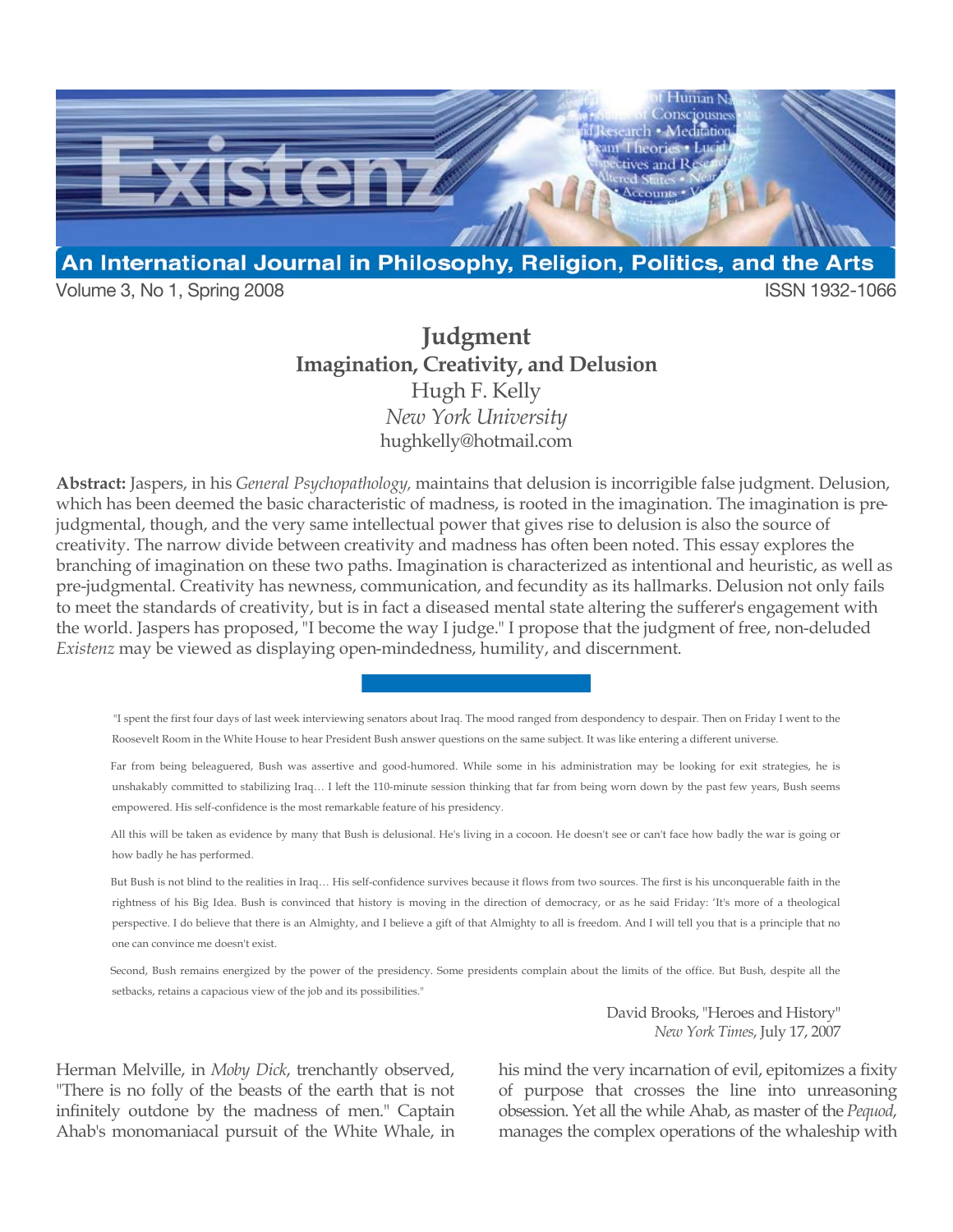# Judgment

## Imagination, Creativity, and Delusion

Hugh F. Kelly

*New York University*

hughkelly@hotmail.com

**Abstract:** Jaspers, in his *General Psychopathology,* maintains that delusion is incorrigible false judgment. Delusion, which has been deemed the basic characteristic of madness, is rooted in the imagination. The imagination is pre-judgmental, though, and the very same intellectual power that gives rise to delusion is also the source of creativity. The narrow divide between creativity and madness has often been noted. This essay explores the branching of imagination on these two paths. Imagination is characterized as intentional and heuristic, as well as pre-judgmental. Creativity has newness, communication, and fecundity as its hallmarks. Delusion not only fails to meet the standards of creativity, but is in fact a diseased mental state altering the sufferer's engagement with the world. Jaspers has proposed, "I become the way I judge." I propose that the judgment of free, non-deluded *Existenz* may be viewed as displaying open-mindedness, humility, and discernment.

> "I spent the first four days of last week interviewing senators about Iraq. The mood ranged from despondency to despair. Then on Friday I went to the Roosevelt Room in the White House to hear President Bush answer questions on the same subject. It was like entering a different universe.
>
> Far from being beleaguered, Bush was assertive and good-humored. While some in his administration may be looking for exit strategies, he is unshakably committed to stabilizing Iraq… I left the 110-minute session thinking that far from being worn down by the past few years, Bush seems empowered. His self-confidence is the most remarkable feature of his presidency.
>
> All this will be taken as evidence by many that Bush is delusional. He's living in a cocoon. He doesn't see or can't face how badly the war is going or how badly he has performed.
>
> But Bush is not blind to the realities in Iraq… His self-confidence survives because it flows from two sources. The first is his unconquerable faith in the rightness of his Big Idea. Bush is convinced that history is moving in the direction of democracy, or as he said Friday: 'It's more of a theological perspective. I do believe that there is an Almighty, and I believe a gift of that Almighty to all is freedom. And I will tell you that is a principle that no one can convince me doesn't exist.
>
> Second, Bush remains energized by the power of the presidency. Some presidents complain about the limits of the office. But Bush, despite all the setbacks, retains a capacious view of the job and its possibilities."
>
> David Brooks, "Heroes and History"
> *New York Times*, July 17, 2007

Herman Melville, in *Moby Dick*, trenchantly observed, "There is no folly of the beasts of the earth that is not infinitely outdone by the madness of men." Captain Ahab's monomaniacal pursuit of the White Whale, in his mind the very incarnation of evil, epitomizes a fixity of purpose that crosses the line into unreasoning obsession. Yet all the while Ahab, as master of the *Pequod*, manages the complex operations of the whaleship with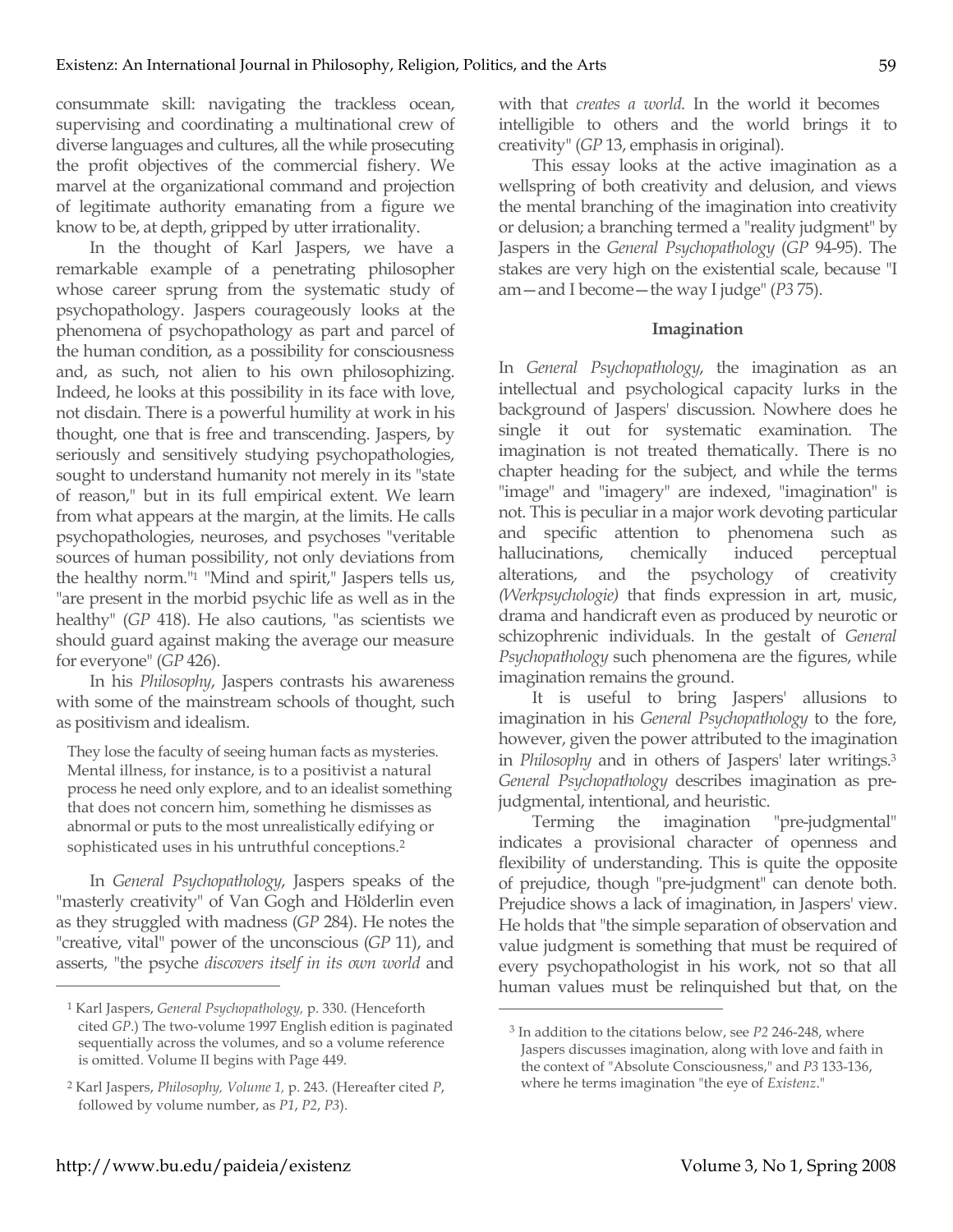consummate skill: navigating the trackless ocean, supervising and coordinating a multinational crew of diverse languages and cultures, all the while prosecuting the profit objectives of the commercial fishery. We marvel at the organizational command and projection of legitimate authority emanating from a figure we know to be, at depth, gripped by utter irrationality.

In the thought of Karl Jaspers, we have a remarkable example of a penetrating philosopher whose career sprung from the systematic study of psychopathology. Jaspers courageously looks at the phenomena of psychopathology as part and parcel of the human condition, as a possibility for consciousness and, as such, not alien to his own philosophizing. Indeed, he looks at this possibility in its face with love, not disdain. There is a powerful humility at work in his thought, one that is free and transcending. Jaspers, by seriously and sensitively studying psychopathologies, sought to understand humanity not merely in its "state of reason," but in its full empirical extent. We learn from what appears at the margin, at the limits. He calls psychopathologies, neuroses, and psychoses "veritable sources of human possibility, not only deviations from the healthy norm."[1] "Mind and spirit," Jaspers tells us, "are present in the morbid psychic life as well as in the healthy" (*GP* 418). He also cautions, "as scientists we should guard against making the average our measure for everyone" (*GP* 426).

In his *Philosophy*, Jaspers contrasts his awareness with some of the mainstream schools of thought, such as positivism and idealism.

> They lose the faculty of seeing human facts as mysteries. Mental illness, for instance, is to a positivist a natural process he need only explore, and to an idealist something that does not concern him, something he dismisses as abnormal or puts to the most unrealistically edifying or sophisticated uses in his untruthful conceptions.[2]

In *General Psychopathology*, Jaspers speaks of the "masterly creativity" of Van Gogh and Hölderlin even as they struggled with madness (*GP* 284). He notes the "creative, vital" power of the unconscious (*GP* 11), and asserts, "the psyche *discovers itself in its own world* and with that *creates a world.* In the world it becomes intelligible to others and the world brings it to creativity" (*GP* 13, emphasis in original).

This essay looks at the active imagination as a wellspring of both creativity and delusion, and views the mental branching of the imagination into creativity or delusion; a branching termed a "reality judgment" by Jaspers in the *General Psychopathology* (*GP* 94-95). The stakes are very high on the existential scale, because "I am—and I become—the way I judge" (*P3* 75).

## Imagination

In *General Psychopathology*, the imagination as an intellectual and psychological capacity lurks in the background of Jaspers' discussion. Nowhere does he single it out for systematic examination. The imagination is not treated thematically. There is no chapter heading for the subject, and while the terms "image" and "imagery" are indexed, "imagination" is not. This is peculiar in a major work devoting particular and specific attention to phenomena such as hallucinations, chemically induced perceptual alterations, and the psychology of creativity *(Werkpsychologie)* that finds expression in art, music, drama and handicraft even as produced by neurotic or schizophrenic individuals. In the gestalt of *General Psychopathology* such phenomena are the figures, while imagination remains the ground.

It is useful to bring Jaspers' allusions to imagination in his *General Psychopathology* to the fore, however, given the power attributed to the imagination in *Philosophy* and in others of Jaspers' later writings.[3] *General Psychopathology* describes imagination as pre-judgmental, intentional, and heuristic.

Terming the imagination "pre-judgmental" indicates a provisional character of openness and flexibility of understanding. This is quite the opposite of prejudice, though "pre-judgment" can denote both. Prejudice shows a lack of imagination, in Jaspers' view. He holds that "the simple separation of observation and value judgment is something that must be required of every psychopathologist in his work, not so that all human values must be relinquished but that, on the

---

[1] Karl Jaspers, *General Psychopathology,* p. 330. (Henceforth cited *GP*.) The two-volume 1997 English edition is paginated sequentially across the volumes, and so a volume reference is omitted. Volume II begins with Page 449.

[2] Karl Jaspers, *Philosophy, Volume 1,* p. 243. (Hereafter cited *P*, followed by volume number, as *P1*, *P2*, *P3*).

[3] In addition to the citations below, see *P2* 246-248, where Jaspers discusses imagination, along with love and faith in the context of "Absolute Consciousness," and *P3* 133-136, where he terms imagination "the eye of *Existenz*."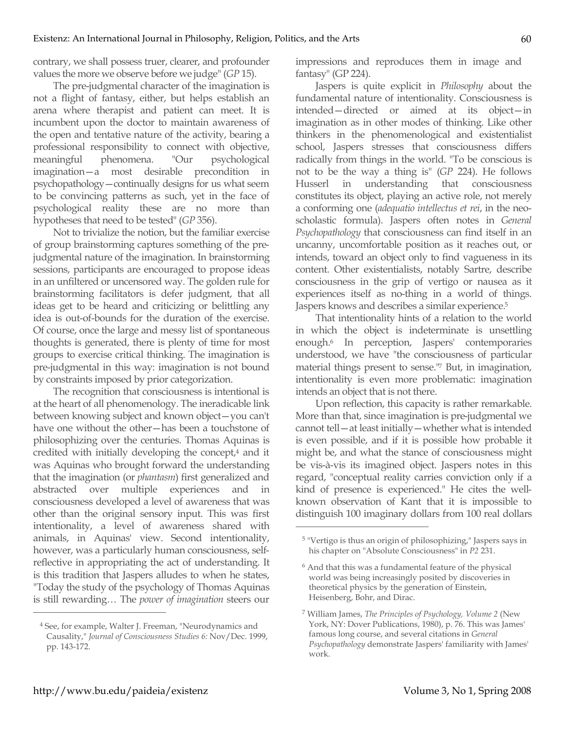contrary, we shall possess truer, clearer, and profounder values the more we observe before we judge" (*GP* 15).

The pre-judgmental character of the imagination is not a flight of fantasy, either, but helps establish an arena where therapist and patient can meet. It is incumbent upon the doctor to maintain awareness of the open and tentative nature of the activity, bearing a professional responsibility to connect with objective, meaningful phenomena. "Our psychological imagination—a most desirable precondition in psychopathology—continually designs for us what seem to be convincing patterns as such, yet in the face of psychological reality these are no more than hypotheses that need to be tested" (*GP* 356).

Not to trivialize the notion, but the familiar exercise of group brainstorming captures something of the pre-judgmental nature of the imagination. In brainstorming sessions, participants are encouraged to propose ideas in an unfiltered or uncensored way. The golden rule for brainstorming facilitators is defer judgment, that all ideas get to be heard and criticizing or belittling any idea is out-of-bounds for the duration of the exercise. Of course, once the large and messy list of spontaneous thoughts is generated, there is plenty of time for most groups to exercise critical thinking. The imagination is pre-judgmental in this way: imagination is not bound by constraints imposed by prior categorization.

The recognition that consciousness is intentional is at the heart of all phenomenology. The ineradicable link between knowing subject and known object—you can't have one without the other—has been a touchstone of philosophizing over the centuries. Thomas Aquinas is credited with initially developing the concept,[4] and it was Aquinas who brought forward the understanding that the imagination (or *phantasm*) first generalized and abstracted over multiple experiences and in consciousness developed a level of awareness that was other than the original sensory input. This was first intentionality, a level of awareness shared with animals, in Aquinas' view. Second intentionality, however, was a particularly human consciousness, self-reflective in appropriating the act of understanding. It is this tradition that Jaspers alludes to when he states, "Today the study of the psychology of Thomas Aquinas is still rewarding… The *power of imagination* steers our impressions and reproduces them in image and fantasy" (GP 224).

Jaspers is quite explicit in *Philosophy* about the fundamental nature of intentionality. Consciousness is intended—directed or aimed at its object—in imagination as in other modes of thinking. Like other thinkers in the phenomenological and existentialist school, Jaspers stresses that consciousness differs radically from things in the world. "To be conscious is not to be the way a thing is" (*GP* 224). He follows Husserl in understanding that consciousness constitutes its object, playing an active role, not merely a conforming one (*adequatio intellectus et rei*, in the neo-scholastic formula). Jaspers often notes in *General Psychopathology* that consciousness can find itself in an uncanny, uncomfortable position as it reaches out, or intends, toward an object only to find vagueness in its content. Other existentialists, notably Sartre, describe consciousness in the grip of vertigo or nausea as it experiences itself as no-thing in a world of things. Jaspers knows and describes a similar experience.[5]

That intentionality hints of a relation to the world in which the object is indeterminate is unsettling enough.[6] In perception, Jaspers' contemporaries understood, we have "the consciousness of particular material things present to sense."[7] But, in imagination, intentionality is even more problematic: imagination intends an object that is not there.

Upon reflection, this capacity is rather remarkable. More than that, since imagination is pre-judgmental we cannot tell—at least initially—whether what is intended is even possible, and if it is possible how probable it might be, and what the stance of consciousness might be vis-à-vis its imagined object. Jaspers notes in this regard, "conceptual reality carries conviction only if a kind of presence is experienced." He cites the well-known observation of Kant that it is impossible to distinguish 100 imaginary dollars from 100 real dollars

---

[4] See, for example, Walter J. Freeman, "Neurodynamics and Causality," *Journal of Consciousness Studies 6:* Nov/Dec. 1999, pp. 143-172.

[5] "Vertigo is thus an origin of philosophizing," Jaspers says in his chapter on "Absolute Consciousness" in *P2* 231.

[6] And that this was a fundamental feature of the physical world was being increasingly posited by discoveries in theoretical physics by the generation of Einstein, Heisenberg, Bohr, and Dirac.

[7] William James, *The Principles of Psychology, Volume 2* (New York, NY: Dover Publications, 1980), p. 76. This was James' famous long course, and several citations in *General Psychopathology* demonstrate Jaspers' familiarity with James' work.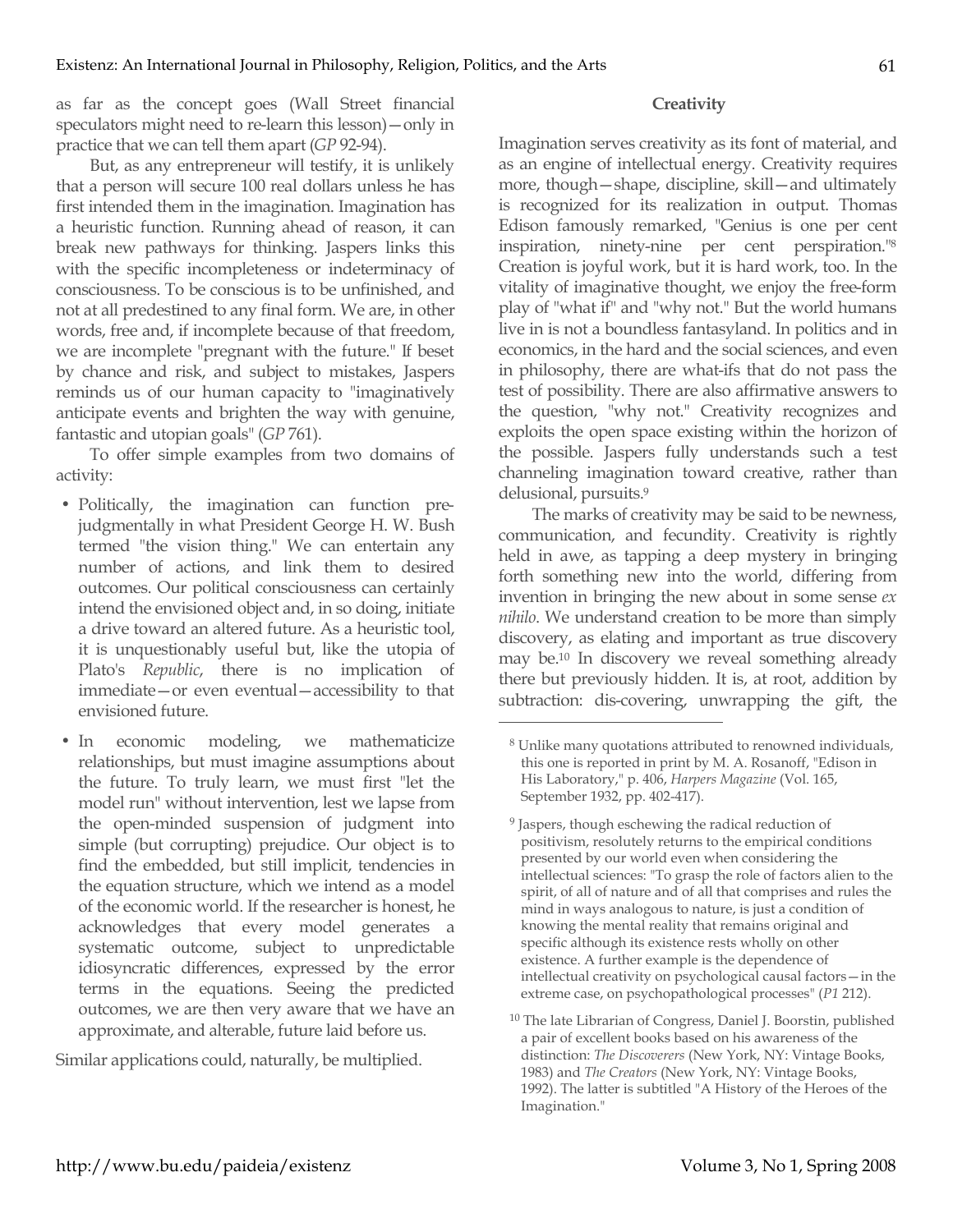as far as the concept goes (Wall Street financial speculators might need to re-learn this lesson)—only in practice that we can tell them apart (*GP* 92-94).

But, as any entrepreneur will testify, it is unlikely that a person will secure 100 real dollars unless he has first intended them in the imagination. Imagination has a heuristic function. Running ahead of reason, it can break new pathways for thinking. Jaspers links this with the specific incompleteness or indeterminacy of consciousness. To be conscious is to be unfinished, and not at all predestined to any final form. We are, in other words, free and, if incomplete because of that freedom, we are incomplete "pregnant with the future." If beset by chance and risk, and subject to mistakes, Jaspers reminds us of our human capacity to "imaginatively anticipate events and brighten the way with genuine, fantastic and utopian goals" (*GP* 761).

To offer simple examples from two domains of activity:

- Politically, the imagination can function pre-judgmentally in what President George H. W. Bush termed "the vision thing." We can entertain any number of actions, and link them to desired outcomes. Our political consciousness can certainly intend the envisioned object and, in so doing, initiate a drive toward an altered future. As a heuristic tool, it is unquestionably useful but, like the utopia of Plato's *Republic*, there is no implication of immediate—or even eventual—accessibility to that envisioned future.
- In economic modeling, we mathematicize relationships, but must imagine assumptions about the future. To truly learn, we must first "let the model run" without intervention, lest we lapse from the open-minded suspension of judgment into simple (but corrupting) prejudice. Our object is to find the embedded, but still implicit, tendencies in the equation structure, which we intend as a model of the economic world. If the researcher is honest, he acknowledges that every model generates a systematic outcome, subject to unpredictable idiosyncratic differences, expressed by the error terms in the equations. Seeing the predicted outcomes, we are then very aware that we have an approximate, and alterable, future laid before us.

Similar applications could, naturally, be multiplied.

**Creativity**

Imagination serves creativity as its font of material, and as an engine of intellectual energy. Creativity requires more, though—shape, discipline, skill—and ultimately is recognized for its realization in output. Thomas Edison famously remarked, "Genius is one per cent inspiration, ninety-nine per cent perspiration."[8] Creation is joyful work, but it is hard work, too. In the vitality of imaginative thought, we enjoy the free-form play of "what if" and "why not." But the world humans live in is not a boundless fantasyland. In politics and in economics, in the hard and the social sciences, and even in philosophy, there are what-ifs that do not pass the test of possibility. There are also affirmative answers to the question, "why not." Creativity recognizes and exploits the open space existing within the horizon of the possible. Jaspers fully understands such a test channeling imagination toward creative, rather than delusional, pursuits.[9]

The marks of creativity may be said to be newness, communication, and fecundity. Creativity is rightly held in awe, as tapping a deep mystery in bringing forth something new into the world, differing from invention in bringing the new about in some sense *ex nihilo*. We understand creation to be more than simply discovery, as elating and important as true discovery may be.[10] In discovery we reveal something already there but previously hidden. It is, at root, addition by subtraction: dis-covering, unwrapping the gift, the

---

[8] Unlike many quotations attributed to renowned individuals, this one is reported in print by M. A. Rosanoff, "Edison in His Laboratory," p. 406, *Harpers Magazine* (Vol. 165, September 1932, pp. 402-417).

[9] Jaspers, though eschewing the radical reduction of positivism, resolutely returns to the empirical conditions presented by our world even when considering the intellectual sciences: "To grasp the role of factors alien to the spirit, of all of nature and of all that comprises and rules the mind in ways analogous to nature, is just a condition of knowing the mental reality that remains original and specific although its existence rests wholly on other existence. A further example is the dependence of intellectual creativity on psychological causal factors—in the extreme case, on psychopathological processes" (*P1* 212).

[10] The late Librarian of Congress, Daniel J. Boorstin, published a pair of excellent books based on his awareness of the distinction: *The Discoverers* (New York, NY: Vintage Books, 1983) and *The Creators* (New York, NY: Vintage Books, 1992). The latter is subtitled "A History of the Heroes of the Imagination."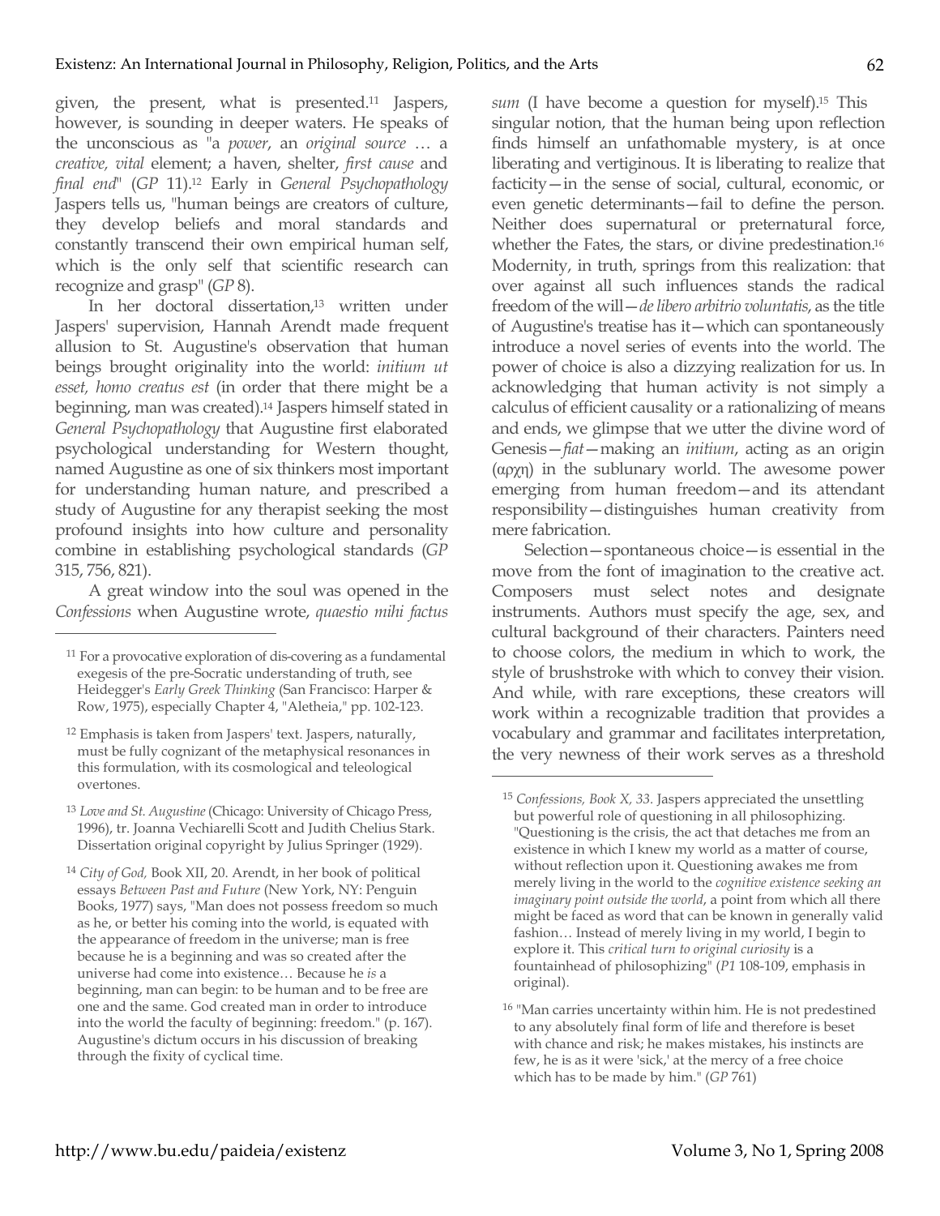given, the present, what is presented.[11] Jaspers, however, is sounding in deeper waters. He speaks of the unconscious as "a *power*, an *original source* … a *creative, vital* element; a haven, shelter, *first cause* and *final end*" (*GP* 11).[12] Early in *General Psychopathology* Jaspers tells us, "human beings are creators of culture, they develop beliefs and moral standards and constantly transcend their own empirical human self, which is the only self that scientific research can recognize and grasp" (*GP* 8).

In her doctoral dissertation,[13] written under Jaspers' supervision, Hannah Arendt made frequent allusion to St. Augustine's observation that human beings brought originality into the world: *initium ut esset, homo creatus est* (in order that there might be a beginning, man was created).[14] Jaspers himself stated in *General Psychopathology* that Augustine first elaborated psychological understanding for Western thought, named Augustine as one of six thinkers most important for understanding human nature, and prescribed a study of Augustine for any therapist seeking the most profound insights into how culture and personality combine in establishing psychological standards (*GP* 315, 756, 821).

A great window into the soul was opened in the *Confessions* when Augustine wrote, *quaestio mihi factus sum* (I have become a question for myself).[15] This singular notion, that the human being upon reflection finds himself an unfathomable mystery, is at once liberating and vertiginous. It is liberating to realize that facticity—in the sense of social, cultural, economic, or even genetic determinants—fail to define the person. Neither does supernatural or preternatural force, whether the Fates, the stars, or divine predestination.[16] Modernity, in truth, springs from this realization: that over against all such influences stands the radical freedom of the will—*de libero arbitrio voluntatis*, as the title of Augustine's treatise has it—which can spontaneously introduce a novel series of events into the world. The power of choice is also a dizzying realization for us. In acknowledging that human activity is not simply a calculus of efficient causality or a rationalizing of means and ends, we glimpse that we utter the divine word of Genesis—*fiat*—making an *initium*, acting as an origin (αρχη) in the sublunary world. The awesome power emerging from human freedom—and its attendant responsibility—distinguishes human creativity from mere fabrication.

Selection—spontaneous choice—is essential in the move from the font of imagination to the creative act. Composers must select notes and designate instruments. Authors must specify the age, sex, and cultural background of their characters. Painters need to choose colors, the medium in which to work, the style of brushstroke with which to convey their vision. And while, with rare exceptions, these creators will work within a recognizable tradition that provides a vocabulary and grammar and facilitates interpretation, the very newness of their work serves as a threshold

---

[11] For a provocative exploration of dis-covering as a fundamental exegesis of the pre-Socratic understanding of truth, see Heidegger's *Early Greek Thinking* (San Francisco: Harper & Row, 1975), especially Chapter 4, "Aletheia," pp. 102-123.

[12] Emphasis is taken from Jaspers' text. Jaspers, naturally, must be fully cognizant of the metaphysical resonances in this formulation, with its cosmological and teleological overtones.

[13] *Love and St. Augustine* (Chicago: University of Chicago Press, 1996), tr. Joanna Vechiarelli Scott and Judith Chelius Stark. Dissertation original copyright by Julius Springer (1929).

[14] *City of God,* Book XII, 20. Arendt, in her book of political essays *Between Past and Future* (New York, NY: Penguin Books, 1977) says, "Man does not possess freedom so much as he, or better his coming into the world, is equated with the appearance of freedom in the universe; man is free because he is a beginning and was so created after the universe had come into existence… Because he *is* a beginning, man can begin: to be human and to be free are one and the same. God created man in order to introduce into the world the faculty of beginning: freedom." (p. 167). Augustine's dictum occurs in his discussion of breaking through the fixity of cyclical time.

[15] *Confessions, Book X, 33.* Jaspers appreciated the unsettling but powerful role of questioning in all philosophizing. "Questioning is the crisis, the act that detaches me from an existence in which I knew my world as a matter of course, without reflection upon it. Questioning awakes me from merely living in the world to the *cognitive existence seeking an imaginary point outside the world*, a point from which all there might be faced as word that can be known in generally valid fashion… Instead of merely living in my world, I begin to explore it. This *critical turn to original curiosity* is a fountainhead of philosophizing" (*P1* 108-109, emphasis in original).

[16] "Man carries uncertainty within him. He is not predestined to any absolutely final form of life and therefore is beset with chance and risk; he makes mistakes, his instincts are few, he is as it were 'sick,' at the mercy of a free choice which has to be made by him." (*GP* 761)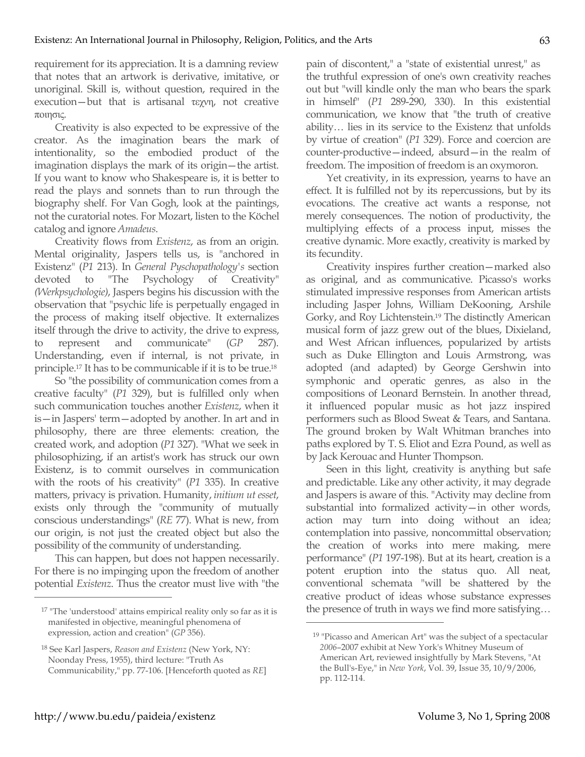requirement for its appreciation. It is a damning review that notes that an artwork is derivative, imitative, or unoriginal. Skill is, without question, required in the execution—but that is artisanal τεχνη, not creative ποιησις.

Creativity is also expected to be expressive of the creator. As the imagination bears the mark of intentionality, so the embodied product of the imagination displays the mark of its origin—the artist. If you want to know who Shakespeare is, it is better to read the plays and sonnets than to run through the biography shelf. For Van Gogh, look at the paintings, not the curatorial notes. For Mozart, listen to the Köchel catalog and ignore *Amadeus*.

Creativity flows from *Existenz*, as from an origin. Mental originality, Jaspers tells us, is "anchored in Existenz" (*P1* 213). In *General Pyschopathology's* section devoted to "The Psychology of Creativity" *(Werkpsychologie)*, Jaspers begins his discussion with the observation that "psychic life is perpetually engaged in the process of making itself objective. It externalizes itself through the drive to activity, the drive to express, to represent and communicate" (*GP* 287). Understanding, even if internal, is not private, in principle.[17] It has to be communicable if it is to be true.[18]

So "the possibility of communication comes from a creative faculty" (*P1* 329), but is fulfilled only when such communication touches another *Existenz*, when it is—in Jaspers' term—adopted by another. In art and in philosophy, there are three elements: creation, the created work, and adoption (*P1* 327). "What we seek in philosophizing, if an artist's work has struck our own Existenz, is to commit ourselves in communication with the roots of his creativity" (*P1* 335). In creative matters, privacy is privation. Humanity, *initium ut esset*, exists only through the "community of mutually conscious understandings" (*RE* 77). What is new, from our origin, is not just the created object but also the possibility of the community of understanding.

This can happen, but does not happen necessarily. For there is no impinging upon the freedom of another potential *Existenz*. Thus the creator must live with "the pain of discontent," a "state of existential unrest," as the truthful expression of one's own creativity reaches out but "will kindle only the man who bears the spark in himself" (*P1* 289-290, 330). In this existential communication, we know that "the truth of creative ability… lies in its service to the Existenz that unfolds by virtue of creation" (*P1* 329). Force and coercion are counter-productive—indeed, absurd—in the realm of freedom. The imposition of freedom is an oxymoron.

Yet creativity, in its expression, yearns to have an effect. It is fulfilled not by its repercussions, but by its evocations. The creative act wants a response, not merely consequences. The notion of productivity, the multiplying effects of a process input, misses the creative dynamic. More exactly, creativity is marked by its fecundity.

Creativity inspires further creation—marked also as original, and as communicative. Picasso's works stimulated impressive responses from American artists including Jasper Johns, William DeKooning, Arshile Gorky, and Roy Lichtenstein.[19] The distinctly American musical form of jazz grew out of the blues, Dixieland, and West African influences, popularized by artists such as Duke Ellington and Louis Armstrong, was adopted (and adapted) by George Gershwin into symphonic and operatic genres, as also in the compositions of Leonard Bernstein. In another thread, it influenced popular music as hot jazz inspired performers such as Blood Sweat & Tears, and Santana. The ground broken by Walt Whitman branches into paths explored by T. S. Eliot and Ezra Pound, as well as by Jack Kerouac and Hunter Thompson.

Seen in this light, creativity is anything but safe and predictable. Like any other activity, it may degrade and Jaspers is aware of this. "Activity may decline from substantial into formalized activity—in other words, action may turn into doing without an idea; contemplation into passive, noncommittal observation; the creation of works into mere making, mere performance" (*P1* 197-198). But at its heart, creation is a potent eruption into the status quo. All neat, conventional schemata "will be shattered by the creative product of ideas whose substance expresses the presence of truth in ways we find more satisfying…

---

[17] "The 'understood' attains empirical reality only so far as it is manifested in objective, meaningful phenomena of expression, action and creation" (*GP* 356).

[18] See Karl Jaspers, *Reason and Existenz* (New York, NY: Noonday Press, 1955), third lecture: "Truth As Communicability," pp. 77-106. [Henceforth quoted as *RE*]

[19] "Picasso and American Art" was the subject of a spectacular *2006*–2007 exhibit at New York's Whitney Museum of American Art, reviewed insightfully by Mark Stevens, "At the Bull's-Eye," in *New York*, Vol. 39, Issue 35, 10/9/2006, pp. 112-114.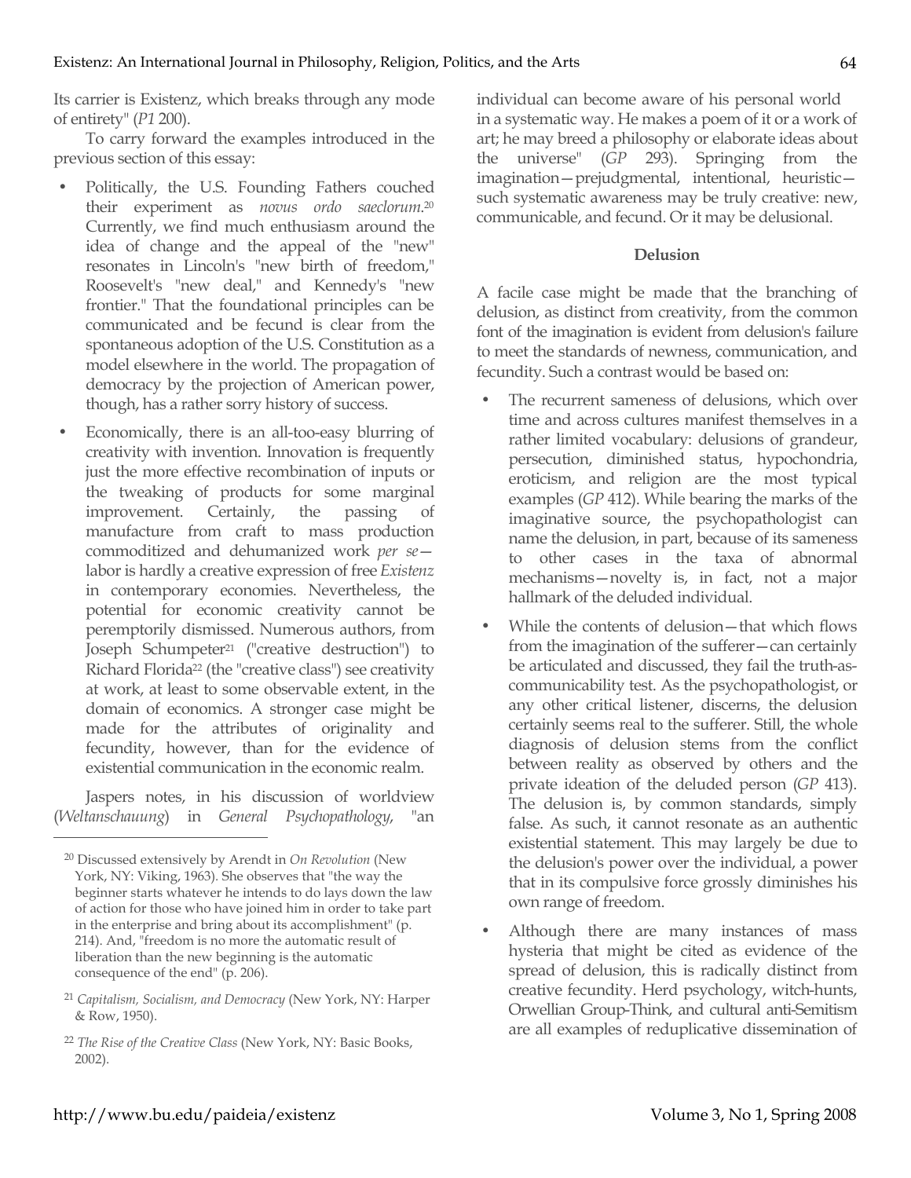Its carrier is Existenz, which breaks through any mode of entirety" (*P1* 200).

To carry forward the examples introduced in the previous section of this essay:

- Politically, the U.S. Founding Fathers couched their experiment as *novus ordo saeclorum*.[20] Currently, we find much enthusiasm around the idea of change and the appeal of the "new" resonates in Lincoln's "new birth of freedom," Roosevelt's "new deal," and Kennedy's "new frontier." That the foundational principles can be communicated and be fecund is clear from the spontaneous adoption of the U.S. Constitution as a model elsewhere in the world. The propagation of democracy by the projection of American power, though, has a rather sorry history of success.
- Economically, there is an all-too-easy blurring of creativity with invention. Innovation is frequently just the more effective recombination of inputs or the tweaking of products for some marginal improvement. Certainly, the passing of manufacture from craft to mass production commoditized and dehumanized work *per se*—labor is hardly a creative expression of free *Existenz* in contemporary economies. Nevertheless, the potential for economic creativity cannot be peremptorily dismissed. Numerous authors, from Joseph Schumpeter[21] ("creative destruction") to Richard Florida[22] (the "creative class") see creativity at work, at least to some observable extent, in the domain of economics. A stronger case might be made for the attributes of originality and fecundity, however, than for the evidence of existential communication in the economic realm.

Jaspers notes, in his discussion of worldview (*Weltanschauung*) in *General Psychopathology*, "an individual can become aware of his personal world in a systematic way. He makes a poem of it or a work of art; he may breed a philosophy or elaborate ideas about the universe" (*GP* 293). Springing from the imagination—prejudgmental, intentional, heuristic—such systematic awareness may be truly creative: new, communicable, and fecund. Or it may be delusional.

## Delusion

A facile case might be made that the branching of delusion, as distinct from creativity, from the common font of the imagination is evident from delusion's failure to meet the standards of newness, communication, and fecundity. Such a contrast would be based on:

- The recurrent sameness of delusions, which over time and across cultures manifest themselves in a rather limited vocabulary: delusions of grandeur, persecution, diminished status, hypochondria, eroticism, and religion are the most typical examples (*GP* 412). While bearing the marks of the imaginative source, the psychopathologist can name the delusion, in part, because of its sameness to other cases in the taxa of abnormal mechanisms—novelty is, in fact, not a major hallmark of the deluded individual.
- While the contents of delusion—that which flows from the imagination of the sufferer—can certainly be articulated and discussed, they fail the truth-as-communicability test. As the psychopathologist, or any other critical listener, discerns, the delusion certainly seems real to the sufferer. Still, the whole diagnosis of delusion stems from the conflict between reality as observed by others and the private ideation of the deluded person (*GP* 413). The delusion is, by common standards, simply false. As such, it cannot resonate as an authentic existential statement. This may largely be due to the delusion's power over the individual, a power that in its compulsive force grossly diminishes his own range of freedom.
- Although there are many instances of mass hysteria that might be cited as evidence of the spread of delusion, this is radically distinct from creative fecundity. Herd psychology, witch-hunts, Orwellian Group-Think, and cultural anti-Semitism are all examples of reduplicative dissemination of

---

[20] Discussed extensively by Arendt in *On Revolution* (New York, NY: Viking, 1963). She observes that "the way the beginner starts whatever he intends to do lays down the law of action for those who have joined him in order to take part in the enterprise and bring about its accomplishment" (p. 214). And, "freedom is no more the automatic result of liberation than the new beginning is the automatic consequence of the end" (p. 206).

[21] *Capitalism, Socialism, and Democracy* (New York, NY: Harper & Row, 1950).

[22] *The Rise of the Creative Class* (New York, NY: Basic Books, 2002).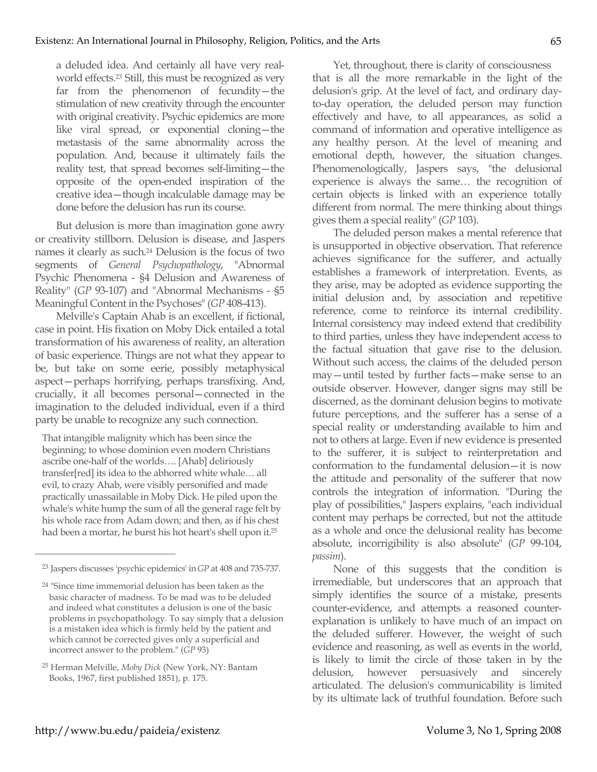a deluded idea. And certainly all have very real-world effects.[23] Still, this must be recognized as very far from the phenomenon of fecundity—the stimulation of new creativity through the encounter with original creativity. Psychic epidemics are more like viral spread, or exponential cloning—the metastasis of the same abnormality across the population. And, because it ultimately fails the reality test, that spread becomes self-limiting—the opposite of the open-ended inspiration of the creative idea—though incalculable damage may be done before the delusion has run its course.

But delusion is more than imagination gone awry or creativity stillborn. Delusion is disease, and Jaspers names it clearly as such.[24] Delusion is the focus of two segments of *General Psychopathology*, "Abnormal Psychic Phenomena - §4 Delusion and Awareness of Reality" (*GP* 93-107) and "Abnormal Mechanisms - §5 Meaningful Content in the Psychoses" (*GP* 408-413).

Melville's Captain Ahab is an excellent, if fictional, case in point. His fixation on Moby Dick entailed a total transformation of his awareness of reality, an alteration of basic experience. Things are not what they appear to be, but take on some eerie, possibly metaphysical aspect—perhaps horrifying, perhaps transfixing. And, crucially, it all becomes personal—connected in the imagination to the deluded individual, even if a third party be unable to recognize any such connection.

> That intangible malignity which has been since the beginning; to whose dominion even modern Christians ascribe one-half of the worlds…. [Ahab] deliriously transfer[red] its idea to the abhorred white whale… all evil, to crazy Ahab, were visibly personified and made practically unassailable in Moby Dick. He piled upon the whale's white hump the sum of all the general rage felt by his whole race from Adam down; and then, as if his chest had been a mortar, he burst his hot heart's shell upon it.[25]

Yet, throughout, there is clarity of consciousness that is all the more remarkable in the light of the delusion's grip. At the level of fact, and ordinary day-to-day operation, the deluded person may function effectively and have, to all appearances, as solid a command of information and operative intelligence as any healthy person. At the level of meaning and emotional depth, however, the situation changes. Phenomenologically, Jaspers says, "the delusional experience is always the same… the recognition of certain objects is linked with an experience totally different from normal. The mere thinking about things gives them a special reality" (*GP* 103).

The deluded person makes a mental reference that is unsupported in objective observation. That reference achieves significance for the sufferer, and actually establishes a framework of interpretation. Events, as they arise, may be adopted as evidence supporting the initial delusion and, by association and repetitive reference, come to reinforce its internal credibility. Internal consistency may indeed extend that credibility to third parties, unless they have independent access to the factual situation that gave rise to the delusion. Without such access, the claims of the deluded person may—until tested by further facts—make sense to an outside observer. However, danger signs may still be discerned, as the dominant delusion begins to motivate future perceptions, and the sufferer has a sense of a special reality or understanding available to him and not to others at large. Even if new evidence is presented to the sufferer, it is subject to reinterpretation and conformation to the fundamental delusion—it is now the attitude and personality of the sufferer that now controls the integration of information. "During the play of possibilities," Jaspers explains, "each individual content may perhaps be corrected, but not the attitude as a whole and once the delusional reality has become absolute, incorrigibility is also absolute" (*GP* 99-104, *passim*).

None of this suggests that the condition is irremediable, but underscores that an approach that simply identifies the source of a mistake, presents counter-evidence, and attempts a reasoned counter-explanation is unlikely to have much of an impact on the deluded sufferer. However, the weight of such evidence and reasoning, as well as events in the world, is likely to limit the circle of those taken in by the delusion, however persuasively and sincerely articulated. The delusion's communicability is limited by its ultimate lack of truthful foundation. Before such

---

[23] Jaspers discusses 'psychic epidemics' in *GP* at 408 and 735-737.

[24] "Since time immemorial delusion has been taken as the basic character of madness. To be mad was to be deluded and indeed what constitutes a delusion is one of the basic problems in psychopathology. To say simply that a delusion is a mistaken idea which is firmly held by the patient and which cannot be corrected gives only a superficial and incorrect answer to the problem." (*GP* 93)

[25] Herman Melville, *Moby Dick* (New York, NY: Bantam Books, 1967, first published 1851), p. 175.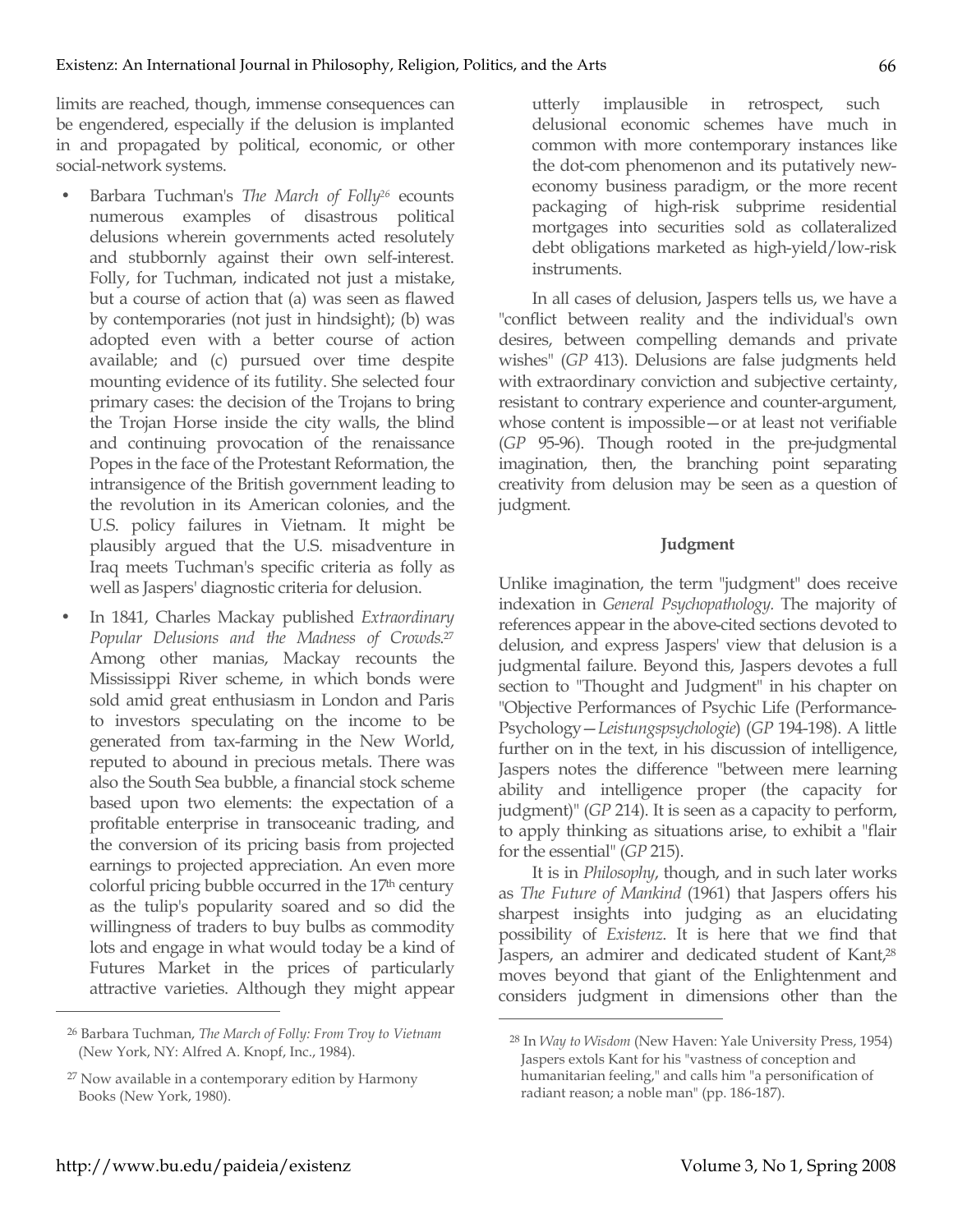limits are reached, though, immense consequences can be engendered, especially if the delusion is implanted in and propagated by political, economic, or other social-network systems.

- Barbara Tuchman's *The March of Folly*[26] ecounts numerous examples of disastrous political delusions wherein governments acted resolutely and stubbornly against their own self-interest. Folly, for Tuchman, indicated not just a mistake, but a course of action that (a) was seen as flawed by contemporaries (not just in hindsight); (b) was adopted even with a better course of action available; and (c) pursued over time despite mounting evidence of its futility. She selected four primary cases: the decision of the Trojans to bring the Trojan Horse inside the city walls, the blind and continuing provocation of the renaissance Popes in the face of the Protestant Reformation, the intransigence of the British government leading to the revolution in its American colonies, and the U.S. policy failures in Vietnam. It might be plausibly argued that the U.S. misadventure in Iraq meets Tuchman's specific criteria as folly as well as Jaspers' diagnostic criteria for delusion.
- In 1841, Charles Mackay published *Extraordinary Popular Delusions and the Madness of Crowds*.[27] Among other manias, Mackay recounts the Mississippi River scheme, in which bonds were sold amid great enthusiasm in London and Paris to investors speculating on the income to be generated from tax-farming in the New World, reputed to abound in precious metals. There was also the South Sea bubble, a financial stock scheme based upon two elements: the expectation of a profitable enterprise in transoceanic trading, and the conversion of its pricing basis from projected earnings to projected appreciation. An even more colorful pricing bubble occurred in the 17th century as the tulip's popularity soared and so did the willingness of traders to buy bulbs as commodity lots and engage in what would today be a kind of Futures Market in the prices of particularly attractive varieties. Although they might appear utterly implausible in retrospect, such delusional economic schemes have much in common with more contemporary instances like the dot-com phenomenon and its putatively new-economy business paradigm, or the more recent packaging of high-risk subprime residential mortgages into securities sold as collateralized debt obligations marketed as high-yield/low-risk instruments.

In all cases of delusion, Jaspers tells us, we have a "conflict between reality and the individual's own desires, between compelling demands and private wishes" (*GP* 413). Delusions are false judgments held with extraordinary conviction and subjective certainty, resistant to contrary experience and counter-argument, whose content is impossible—or at least not verifiable (*GP* 95-96). Though rooted in the pre-judgmental imagination, then, the branching point separating creativity from delusion may be seen as a question of judgment.

**Judgment**

Unlike imagination, the term "judgment" does receive indexation in *General Psychopathology*. The majority of references appear in the above-cited sections devoted to delusion, and express Jaspers' view that delusion is a judgmental failure. Beyond this, Jaspers devotes a full section to "Thought and Judgment" in his chapter on "Objective Performances of Psychic Life (Performance-Psychology—*Leistungspsychologie*) (*GP* 194-198). A little further on in the text, in his discussion of intelligence, Jaspers notes the difference "between mere learning ability and intelligence proper (the capacity for judgment)" (*GP* 214). It is seen as a capacity to perform, to apply thinking as situations arise, to exhibit a "flair for the essential" (*GP* 215).

It is in *Philosophy*, though, and in such later works as *The Future of Mankind* (1961) that Jaspers offers his sharpest insights into judging as an elucidating possibility of *Existenz*. It is here that we find that Jaspers, an admirer and dedicated student of Kant,[28] moves beyond that giant of the Enlightenment and considers judgment in dimensions other than the

---

[26] Barbara Tuchman, *The March of Folly: From Troy to Vietnam* (New York, NY: Alfred A. Knopf, Inc., 1984).

[27] Now available in a contemporary edition by Harmony Books (New York, 1980).

[28] In *Way to Wisdom* (New Haven: Yale University Press, 1954) Jaspers extols Kant for his "vastness of conception and humanitarian feeling," and calls him "a personification of radiant reason; a noble man" (pp. 186-187).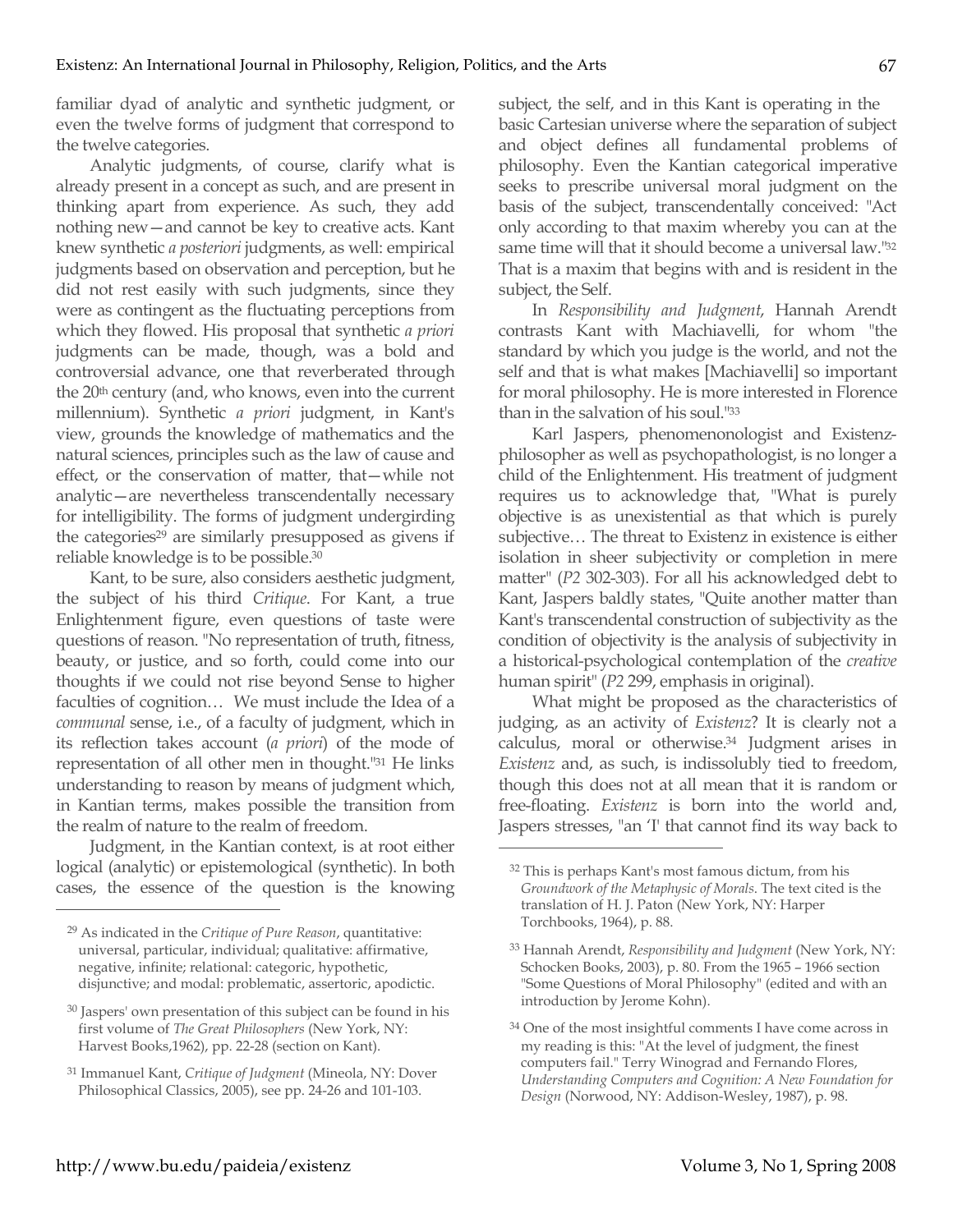familiar dyad of analytic and synthetic judgment, or even the twelve forms of judgment that correspond to the twelve categories.

Analytic judgments, of course, clarify what is already present in a concept as such, and are present in thinking apart from experience. As such, they add nothing new—and cannot be key to creative acts. Kant knew synthetic *a posteriori* judgments, as well: empirical judgments based on observation and perception, but he did not rest easily with such judgments, since they were as contingent as the fluctuating perceptions from which they flowed. His proposal that synthetic *a priori* judgments can be made, though, was a bold and controversial advance, one that reverberated through the 20th century (and, who knows, even into the current millennium). Synthetic *a priori* judgment, in Kant's view, grounds the knowledge of mathematics and the natural sciences, principles such as the law of cause and effect, or the conservation of matter, that—while not analytic—are nevertheless transcendentally necessary for intelligibility. The forms of judgment undergirding the categories[29] are similarly presupposed as givens if reliable knowledge is to be possible.[30]

Kant, to be sure, also considers aesthetic judgment, the subject of his third *Critique*. For Kant, a true Enlightenment figure, even questions of taste were questions of reason. "No representation of truth, fitness, beauty, or justice, and so forth, could come into our thoughts if we could not rise beyond Sense to higher faculties of cognition… We must include the Idea of a *communal* sense, i.e., of a faculty of judgment, which in its reflection takes account (*a priori*) of the mode of representation of all other men in thought."[31] He links understanding to reason by means of judgment which, in Kantian terms, makes possible the transition from the realm of nature to the realm of freedom.

Judgment, in the Kantian context, is at root either logical (analytic) or epistemological (synthetic). In both cases, the essence of the question is the knowing subject, the self, and in this Kant is operating in the basic Cartesian universe where the separation of subject and object defines all fundamental problems of philosophy. Even the Kantian categorical imperative seeks to prescribe universal moral judgment on the basis of the subject, transcendentally conceived: "Act only according to that maxim whereby you can at the same time will that it should become a universal law."[32] That is a maxim that begins with and is resident in the subject, the Self.

In *Responsibility and Judgment*, Hannah Arendt contrasts Kant with Machiavelli, for whom "the standard by which you judge is the world, and not the self and that is what makes [Machiavelli] so important for moral philosophy. He is more interested in Florence than in the salvation of his soul."[33]

Karl Jaspers, phenomenonologist and Existenz-philosopher as well as psychopathologist, is no longer a child of the Enlightenment. His treatment of judgment requires us to acknowledge that, "What is purely objective is as unexistential as that which is purely subjective… The threat to Existenz in existence is either isolation in sheer subjectivity or completion in mere matter" (*P2* 302-303). For all his acknowledged debt to Kant, Jaspers baldly states, "Quite another matter than Kant's transcendental construction of subjectivity as the condition of objectivity is the analysis of subjectivity in a historical-psychological contemplation of the *creative* human spirit" (*P2* 299, emphasis in original).

What might be proposed as the characteristics of judging, as an activity of *Existenz*? It is clearly not a calculus, moral or otherwise.[34] Judgment arises in *Existenz* and, as such, is indissolubly tied to freedom, though this does not at all mean that it is random or free-floating. *Existenz* is born into the world and, Jaspers stresses, "an 'I' that cannot find its way back to

---

[29] As indicated in the *Critique of Pure Reason*, quantitative: universal, particular, individual; qualitative: affirmative, negative, infinite; relational: categoric, hypothetic, disjunctive; and modal: problematic, assertoric, apodictic.

[30] Jaspers' own presentation of this subject can be found in his first volume of *The Great Philosophers* (New York, NY: Harvest Books,1962), pp. 22-28 (section on Kant).

[31] Immanuel Kant, *Critique of Judgment* (Mineola, NY: Dover Philosophical Classics, 2005), see pp. 24-26 and 101-103.

[32] This is perhaps Kant's most famous dictum, from his *Groundwork of the Metaphysic of Morals.* The text cited is the translation of H. J. Paton (New York, NY: Harper Torchbooks, 1964), p. 88.

[33] Hannah Arendt, *Responsibility and Judgment* (New York, NY: Schocken Books, 2003), p. 80. From the 1965 – 1966 section "Some Questions of Moral Philosophy" (edited and with an introduction by Jerome Kohn).

[34] One of the most insightful comments I have come across in my reading is this: "At the level of judgment, the finest computers fail." Terry Winograd and Fernando Flores, *Understanding Computers and Cognition: A New Foundation for Design* (Norwood, NY: Addison-Wesley, 1987), p. 98.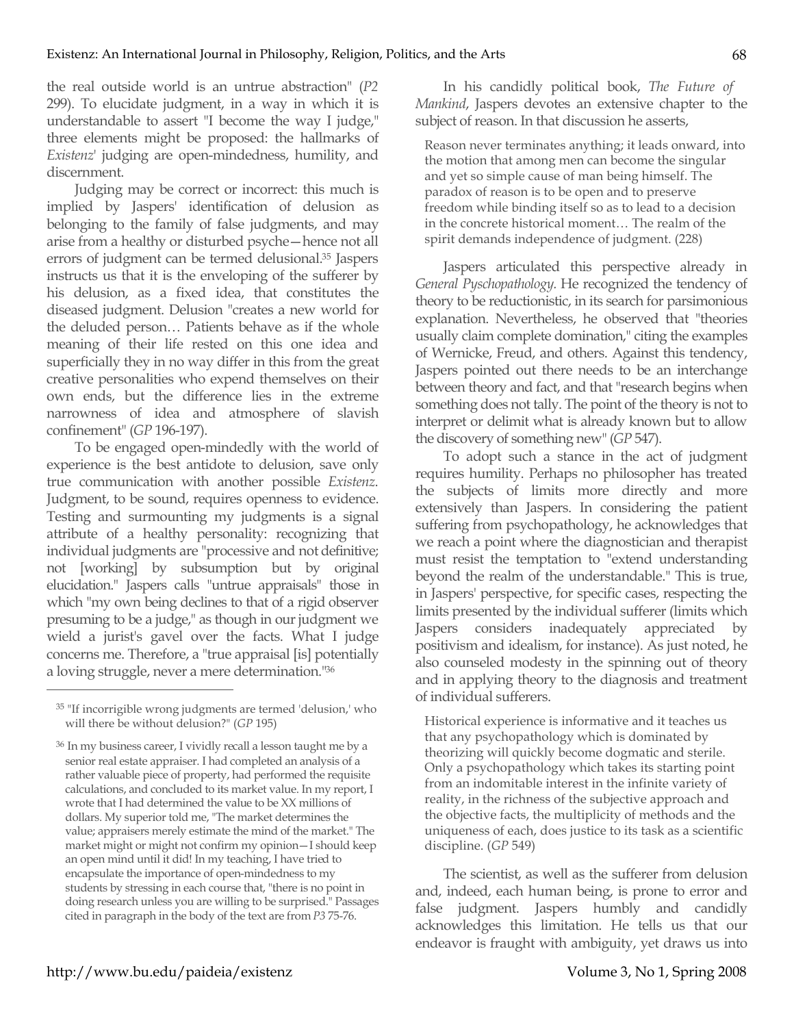the real outside world is an untrue abstraction" (*P2* 299). To elucidate judgment, in a way in which it is understandable to assert "I become the way I judge," three elements might be proposed: the hallmarks of *Existenz*' judging are open-mindedness, humility, and discernment.

Judging may be correct or incorrect: this much is implied by Jaspers' identification of delusion as belonging to the family of false judgments, and may arise from a healthy or disturbed psyche—hence not all errors of judgment can be termed delusional.[35] Jaspers instructs us that it is the enveloping of the sufferer by his delusion, as a fixed idea, that constitutes the diseased judgment. Delusion "creates a new world for the deluded person… Patients behave as if the whole meaning of their life rested on this one idea and superficially they in no way differ in this from the great creative personalities who expend themselves on their own ends, but the difference lies in the extreme narrowness of idea and atmosphere of slavish confinement" (*GP* 196-197).

To be engaged open-mindedly with the world of experience is the best antidote to delusion, save only true communication with another possible *Existenz*. Judgment, to be sound, requires openness to evidence. Testing and surmounting my judgments is a signal attribute of a healthy personality: recognizing that individual judgments are "processive and not definitive; not [working] by subsumption but by original elucidation." Jaspers calls "untrue appraisals" those in which "my own being declines to that of a rigid observer presuming to be a judge," as though in our judgment we wield a jurist's gavel over the facts. What I judge concerns me. Therefore, a "true appraisal [is] potentially a loving struggle, never a mere determination."[36]

In his candidly political book, *The Future of Mankind*, Jaspers devotes an extensive chapter to the subject of reason. In that discussion he asserts,

> Reason never terminates anything; it leads onward, into the motion that among men can become the singular and yet so simple cause of man being himself. The paradox of reason is to be open and to preserve freedom while binding itself so as to lead to a decision in the concrete historical moment… The realm of the spirit demands independence of judgment. (228)

Jaspers articulated this perspective already in *General Pyschopathology*. He recognized the tendency of theory to be reductionistic, in its search for parsimonious explanation. Nevertheless, he observed that "theories usually claim complete domination," citing the examples of Wernicke, Freud, and others. Against this tendency, Jaspers pointed out there needs to be an interchange between theory and fact, and that "research begins when something does not tally. The point of the theory is not to interpret or delimit what is already known but to allow the discovery of something new" (*GP* 547).

To adopt such a stance in the act of judgment requires humility. Perhaps no philosopher has treated the subjects of limits more directly and more extensively than Jaspers. In considering the patient suffering from psychopathology, he acknowledges that we reach a point where the diagnostician and therapist must resist the temptation to "extend understanding beyond the realm of the understandable." This is true, in Jaspers' perspective, for specific cases, respecting the limits presented by the individual sufferer (limits which Jaspers considers inadequately appreciated by positivism and idealism, for instance). As just noted, he also counseled modesty in the spinning out of theory and in applying theory to the diagnosis and treatment of individual sufferers.

> Historical experience is informative and it teaches us that any psychopathology which is dominated by theorizing will quickly become dogmatic and sterile. Only a psychopathology which takes its starting point from an indomitable interest in the infinite variety of reality, in the richness of the subjective approach and the objective facts, the multiplicity of methods and the uniqueness of each, does justice to its task as a scientific discipline. (*GP* 549)

The scientist, as well as the sufferer from delusion and, indeed, each human being, is prone to error and false judgment. Jaspers humbly and candidly acknowledges this limitation. He tells us that our endeavor is fraught with ambiguity, yet draws us into

---

[35] "If incorrigible wrong judgments are termed 'delusion,' who will there be without delusion?" (*GP* 195)

[36] In my business career, I vividly recall a lesson taught me by a senior real estate appraiser. I had completed an analysis of a rather valuable piece of property, had performed the requisite calculations, and concluded to its market value. In my report, I wrote that I had determined the value to be XX millions of dollars. My superior told me, "The market determines the value; appraisers merely estimate the mind of the market." The market might or might not confirm my opinion—I should keep an open mind until it did! In my teaching, I have tried to encapsulate the importance of open-mindedness to my students by stressing in each course that, "there is no point in doing research unless you are willing to be surprised." Passages cited in paragraph in the body of the text are from *P3* 75-76.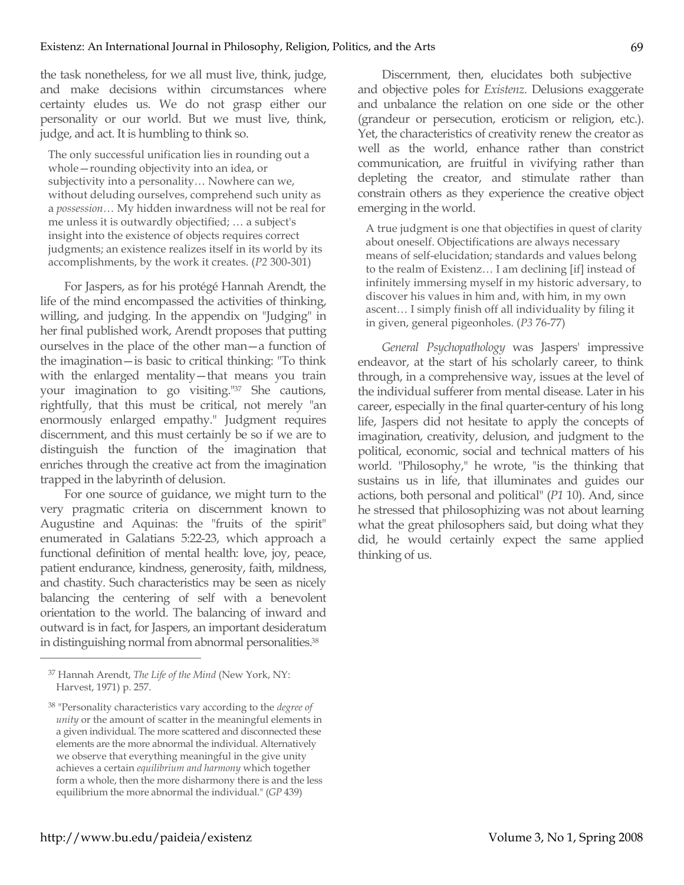the task nonetheless, for we all must live, think, judge, and make decisions within circumstances where certainty eludes us. We do not grasp either our personality or our world. But we must live, think, judge, and act. It is humbling to think so.

> The only successful unification lies in rounding out a whole—rounding objectivity into an idea, or subjectivity into a personality… Nowhere can we, without deluding ourselves, comprehend such unity as a *possession…* My hidden inwardness will not be real for me unless it is outwardly objectified; … a subject's insight into the existence of objects requires correct judgments; an existence realizes itself in its world by its accomplishments, by the work it creates. (*P2* 300-301)

For Jaspers, as for his protégé Hannah Arendt, the life of the mind encompassed the activities of thinking, willing, and judging. In the appendix on "Judging" in her final published work, Arendt proposes that putting ourselves in the place of the other man—a function of the imagination—is basic to critical thinking: "To think with the enlarged mentality—that means you train your imagination to go visiting."[37] She cautions, rightfully, that this must be critical, not merely "an enormously enlarged empathy." Judgment requires discernment, and this must certainly be so if we are to distinguish the function of the imagination that enriches through the creative act from the imagination trapped in the labyrinth of delusion.

For one source of guidance, we might turn to the very pragmatic criteria on discernment known to Augustine and Aquinas: the "fruits of the spirit" enumerated in Galatians 5:22-23, which approach a functional definition of mental health: love, joy, peace, patient endurance, kindness, generosity, faith, mildness, and chastity. Such characteristics may be seen as nicely balancing the centering of self with a benevolent orientation to the world. The balancing of inward and outward is in fact, for Jaspers, an important desideratum in distinguishing normal from abnormal personalities.[38]

Discernment, then, elucidates both subjective and objective poles for *Existenz*. Delusions exaggerate and unbalance the relation on one side or the other (grandeur or persecution, eroticism or religion, etc.). Yet, the characteristics of creativity renew the creator as well as the world, enhance rather than constrict communication, are fruitful in vivifying rather than depleting the creator, and stimulate rather than constrain others as they experience the creative object emerging in the world.

> A true judgment is one that objectifies in quest of clarity about oneself. Objectifications are always necessary means of self-elucidation; standards and values belong to the realm of Existenz… I am declining [if] instead of infinitely immersing myself in my historic adversary, to discover his values in him and, with him, in my own ascent… I simply finish off all individuality by filing it in given, general pigeonholes. (*P3* 76-77)

*General Psychopathology* was Jaspers' impressive endeavor, at the start of his scholarly career, to think through, in a comprehensive way, issues at the level of the individual sufferer from mental disease. Later in his career, especially in the final quarter-century of his long life, Jaspers did not hesitate to apply the concepts of imagination, creativity, delusion, and judgment to the political, economic, social and technical matters of his world. "Philosophy," he wrote, "is the thinking that sustains us in life, that illuminates and guides our actions, both personal and political" (*P1* 10). And, since he stressed that philosophizing was not about learning what the great philosophers said, but doing what they did, he would certainly expect the same applied thinking of us.

---

[37] Hannah Arendt, *The Life of the Mind* (New York, NY: Harvest, 1971) p. 257.

[38] "Personality characteristics vary according to the *degree of unity* or the amount of scatter in the meaningful elements in a given individual. The more scattered and disconnected these elements are the more abnormal the individual. Alternatively we observe that everything meaningful in the give unity achieves a certain *equilibrium and harmony* which together form a whole, then the more disharmony there is and the less equilibrium the more abnormal the individual." (*GP* 439)